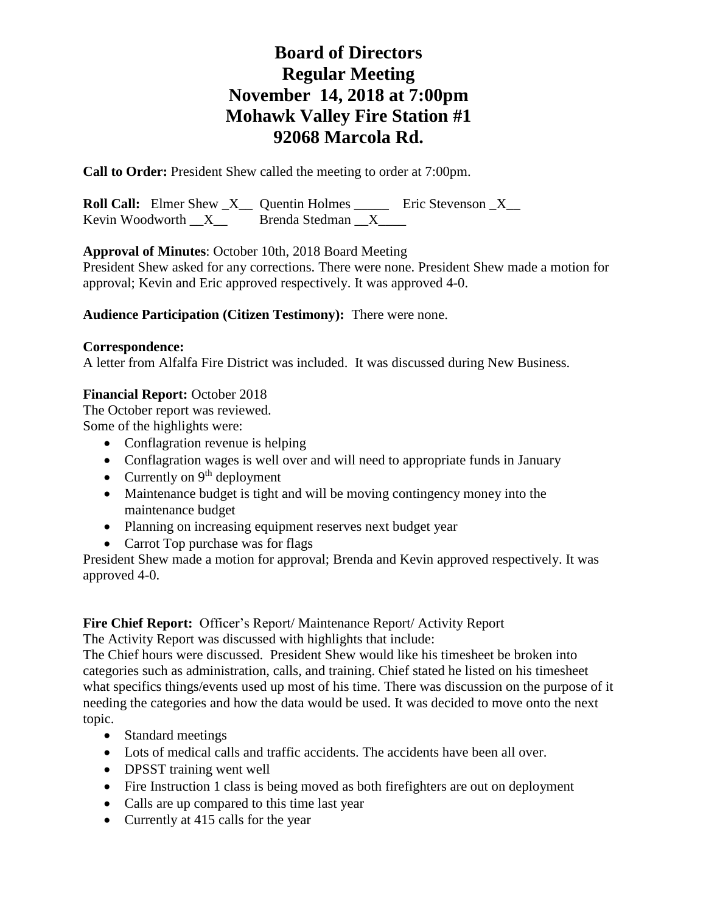# Board of Directors
# Regular Meeting
# November 14, 2018 at 7:00pm
# Mohawk Valley Fire Station #1
# 92068 Marcola Rd.

**Call to Order:** President Shew called the meeting to order at 7:00pm.

**Roll Call:** Elmer Shew _X__ Quentin Holmes _____ Eric Stevenson _X__
Kevin Woodworth __X__ Brenda Stedman __X____

**Approval of Minutes**: October 10th, 2018 Board Meeting
President Shew asked for any corrections. There were none. President Shew made a motion for approval; Kevin and Eric approved respectively. It was approved 4-0.

**Audience Participation (Citizen Testimony):** There were none.

**Correspondence:**
A letter from Alfalfa Fire District was included. It was discussed during New Business.

**Financial Report:** October 2018
The October report was reviewed.
Some of the highlights were:

- Conflagration revenue is helping
- Conflagration wages is well over and will need to appropriate funds in January
- Currently on 9th deployment
- Maintenance budget is tight and will be moving contingency money into the maintenance budget
- Planning on increasing equipment reserves next budget year
- Carrot Top purchase was for flags

President Shew made a motion for approval; Brenda and Kevin approved respectively. It was approved 4-0.

**Fire Chief Report:** Officer's Report/ Maintenance Report/ Activity Report
The Activity Report was discussed with highlights that include:
The Chief hours were discussed. President Shew would like his timesheet be broken into categories such as administration, calls, and training. Chief stated he listed on his timesheet what specifics things/events used up most of his time. There was discussion on the purpose of it needing the categories and how the data would be used. It was decided to move onto the next topic.

- Standard meetings
- Lots of medical calls and traffic accidents. The accidents have been all over.
- DPSST training went well
- Fire Instruction 1 class is being moved as both firefighters are out on deployment
- Calls are up compared to this time last year
- Currently at 415 calls for the year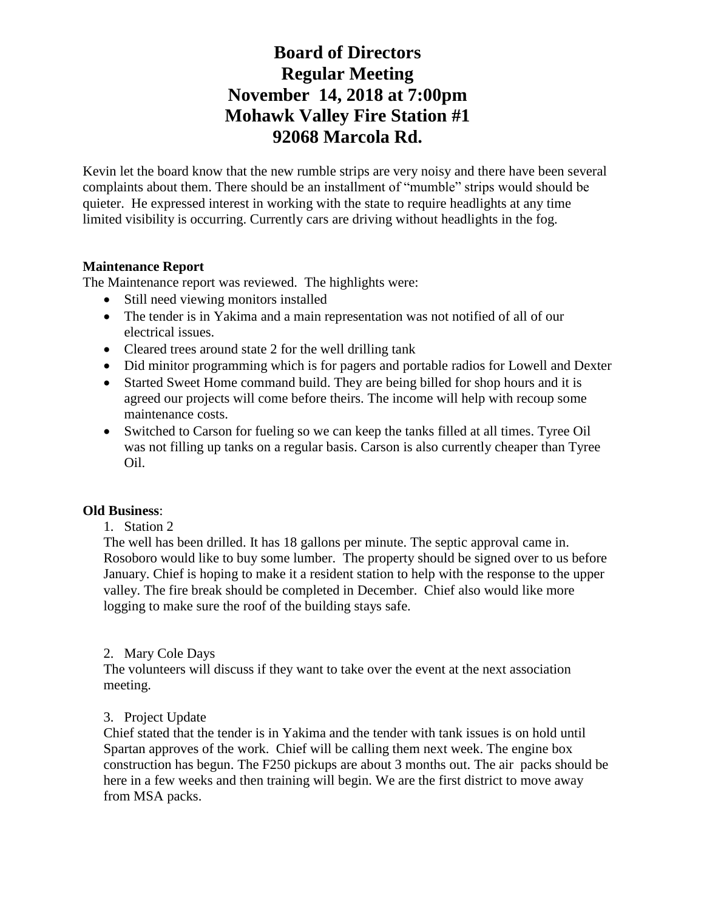# Board of Directors
# Regular Meeting
# November 14, 2018 at 7:00pm
# Mohawk Valley Fire Station #1
# 92068 Marcola Rd.

Kevin let the board know that the new rumble strips are very noisy and there have been several complaints about them. There should be an installment of "mumble" strips would should be quieter. He expressed interest in working with the state to require headlights at any time limited visibility is occurring. Currently cars are driving without headlights in the fog.

**Maintenance Report**

The Maintenance report was reviewed. The highlights were:

- Still need viewing monitors installed
- The tender is in Yakima and a main representation was not notified of all of our electrical issues.
- Cleared trees around state 2 for the well drilling tank
- Did minitor programming which is for pagers and portable radios for Lowell and Dexter
- Started Sweet Home command build. They are being billed for shop hours and it is agreed our projects will come before theirs. The income will help with recoup some maintenance costs.
- Switched to Carson for fueling so we can keep the tanks filled at all times. Tyree Oil was not filling up tanks on a regular basis. Carson is also currently cheaper than Tyree Oil.

**Old Business**:

1. Station 2

The well has been drilled. It has 18 gallons per minute. The septic approval came in. Rosoboro would like to buy some lumber. The property should be signed over to us before January. Chief is hoping to make it a resident station to help with the response to the upper valley. The fire break should be completed in December. Chief also would like more logging to make sure the roof of the building stays safe.

2. Mary Cole Days

The volunteers will discuss if they want to take over the event at the next association meeting.

3. Project Update

Chief stated that the tender is in Yakima and the tender with tank issues is on hold until Spartan approves of the work. Chief will be calling them next week. The engine box construction has begun. The F250 pickups are about 3 months out. The air packs should be here in a few weeks and then training will begin. We are the first district to move away from MSA packs.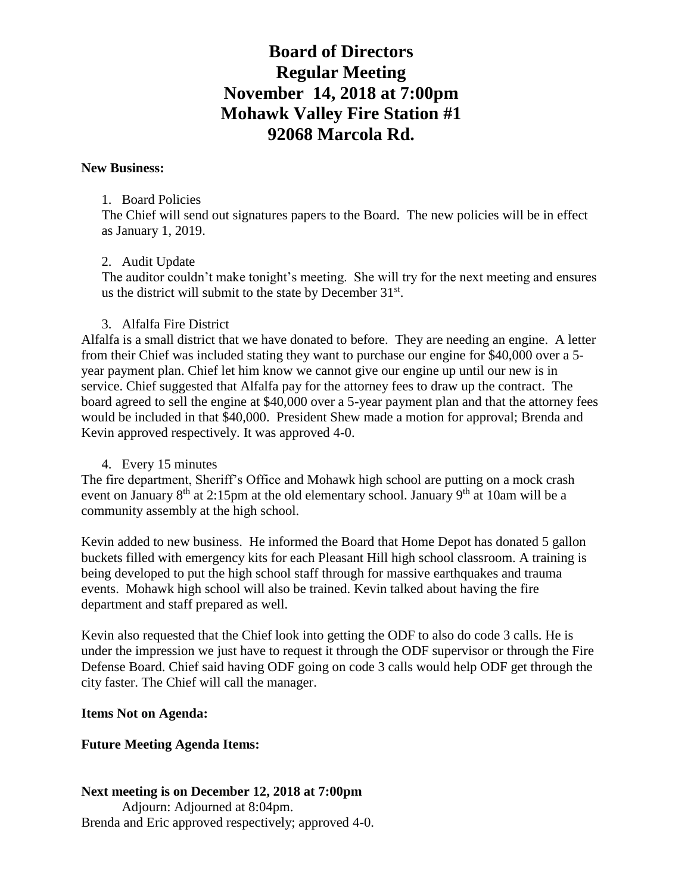# Board of Directors
# Regular Meeting
# November 14, 2018 at 7:00pm
# Mohawk Valley Fire Station #1
# 92068 Marcola Rd.

**New Business:**

1. Board Policies

The Chief will send out signatures papers to the Board. The new policies will be in effect as January 1, 2019.

2. Audit Update

The auditor couldn't make tonight's meeting. She will try for the next meeting and ensures us the district will submit to the state by December 31st.

3. Alfalfa Fire District

Alfalfa is a small district that we have donated to before. They are needing an engine. A letter from their Chief was included stating they want to purchase our engine for $40,000 over a 5-year payment plan. Chief let him know we cannot give our engine up until our new is in service. Chief suggested that Alfalfa pay for the attorney fees to draw up the contract. The board agreed to sell the engine at $40,000 over a 5-year payment plan and that the attorney fees would be included in that $40,000. President Shew made a motion for approval; Brenda and Kevin approved respectively. It was approved 4-0.

4. Every 15 minutes

The fire department, Sheriff's Office and Mohawk high school are putting on a mock crash event on January 8th at 2:15pm at the old elementary school. January 9th at 10am will be a community assembly at the high school.

Kevin added to new business. He informed the Board that Home Depot has donated 5 gallon buckets filled with emergency kits for each Pleasant Hill high school classroom. A training is being developed to put the high school staff through for massive earthquakes and trauma events. Mohawk high school will also be trained. Kevin talked about having the fire department and staff prepared as well.

Kevin also requested that the Chief look into getting the ODF to also do code 3 calls. He is under the impression we just have to request it through the ODF supervisor or through the Fire Defense Board. Chief said having ODF going on code 3 calls would help ODF get through the city faster. The Chief will call the manager.

**Items Not on Agenda:**

**Future Meeting Agenda Items:**

**Next meeting is on December 12, 2018 at 7:00pm**

Adjourn: Adjourned at 8:04pm.

Brenda and Eric approved respectively; approved 4-0.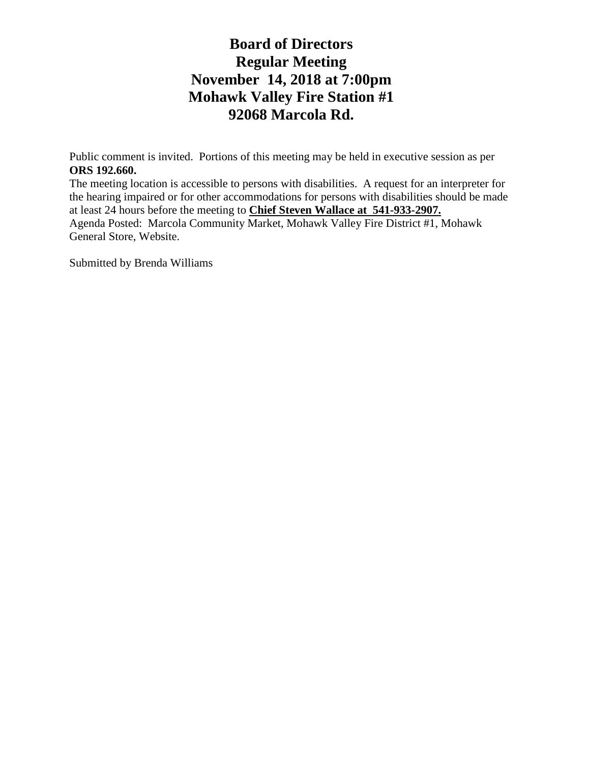# Board of Directors
# Regular Meeting
# November 14, 2018 at 7:00pm
# Mohawk Valley Fire Station #1
# 92068 Marcola Rd.

Public comment is invited. Portions of this meeting may be held in executive session as per **ORS 192.660.**

The meeting location is accessible to persons with disabilities. A request for an interpreter for the hearing impaired or for other accommodations for persons with disabilities should be made at least 24 hours before the meeting to **<u>Chief Steven Wallace at 541-933-2907.</u>**

Agenda Posted: Marcola Community Market, Mohawk Valley Fire District #1, Mohawk General Store, Website.

Submitted by Brenda Williams